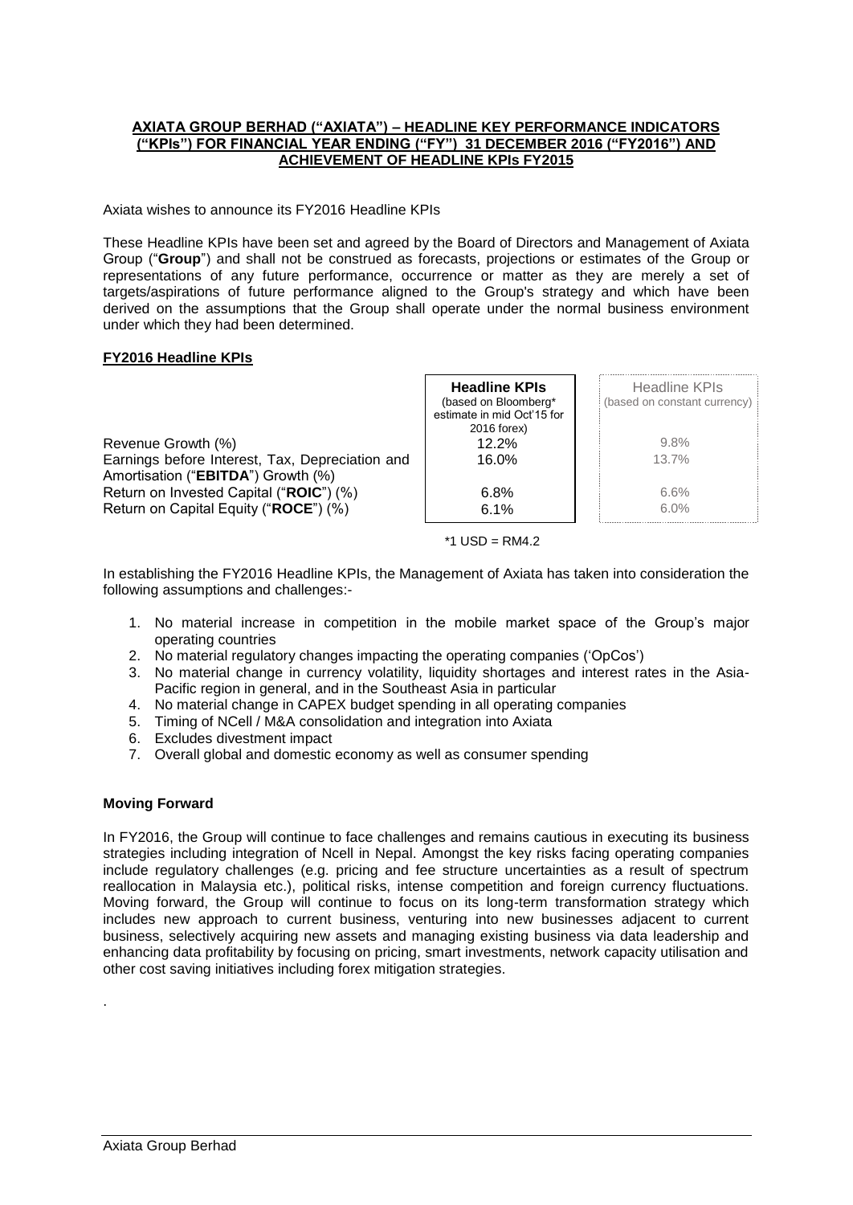**AXIATA GROUP BERHAD ("AXIATA") – HEADLINE KEY PERFORMANCE INDICATORS ("KPIs") FOR FINANCIAL YEAR ENDING ("FY") 31 DECEMBER 2016 ("FY2016") AND ACHIEVEMENT OF HEADLINE KPIs FY2015**

Axiata wishes to announce its FY2016 Headline KPIs

These Headline KPIs have been set and agreed by the Board of Directors and Management of Axiata Group ("**Group**") and shall not be construed as forecasts, projections or estimates of the Group or representations of any future performance, occurrence or matter as they are merely a set of targets/aspirations of future performance aligned to the Group's strategy and which have been derived on the assumptions that the Group shall operate under the normal business environment under which they had been determined.

**FY2016 Headline KPIs**

| | **Headline KPIs** (based on Bloomberg* estimate in mid Oct'15 for 2016 forex) | Headline KPIs (based on constant currency) |
|---|---|---|
| Revenue Growth (%) | 12.2% | 9.8% |
| Earnings before Interest, Tax, Depreciation and Amortisation ("**EBITDA**") Growth (%) | 16.0% | 13.7% |
| Return on Invested Capital ("**ROIC**") (%) | 6.8% | 6.6% |
| Return on Capital Equity ("**ROCE**") (%) | 6.1% | 6.0% |

*1 USD = RM4.2

In establishing the FY2016 Headline KPIs, the Management of Axiata has taken into consideration the following assumptions and challenges:-

1. No material increase in competition in the mobile market space of the Group's major operating countries
2. No material regulatory changes impacting the operating companies ('OpCos')
3. No material change in currency volatility, liquidity shortages and interest rates in the Asia-Pacific region in general, and in the Southeast Asia in particular
4. No material change in CAPEX budget spending in all operating companies
5. Timing of NCell / M&A consolidation and integration into Axiata
6. Excludes divestment impact
7. Overall global and domestic economy as well as consumer spending

**Moving Forward**

In FY2016, the Group will continue to face challenges and remains cautious in executing its business strategies including integration of Ncell in Nepal. Amongst the key risks facing operating companies include regulatory challenges (e.g. pricing and fee structure uncertainties as a result of spectrum reallocation in Malaysia etc.), political risks, intense competition and foreign currency fluctuations. Moving forward, the Group will continue to focus on its long-term transformation strategy which includes new approach to current business, venturing into new businesses adjacent to current business, selectively acquiring new assets and managing existing business via data leadership and enhancing data profitability by focusing on pricing, smart investments, network capacity utilisation and other cost saving initiatives including forex mitigation strategies.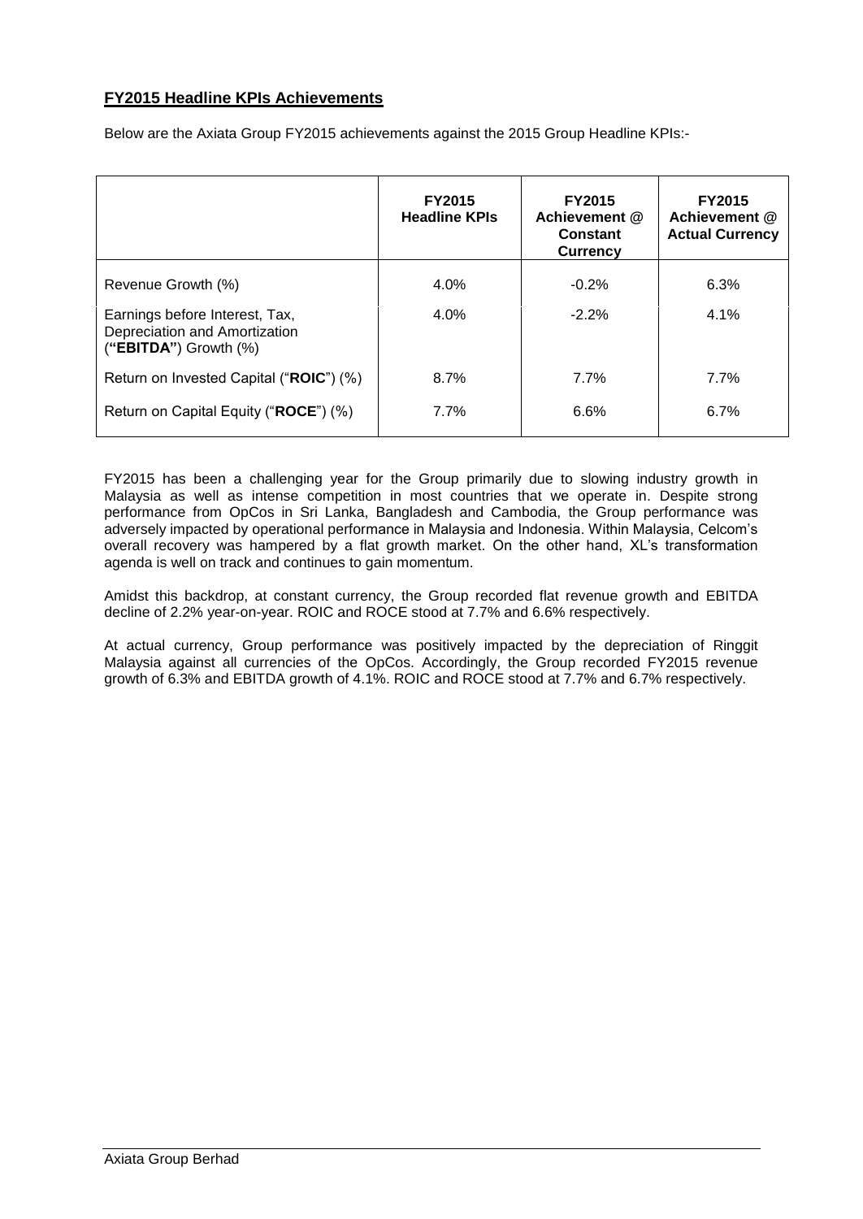## **FY2015 Headline KPIs Achievements**

Below are the Axiata Group FY2015 achievements against the 2015 Group Headline KPIs:-

| | FY2015 Headline KPIs | FY2015 Achievement @ Constant Currency | FY2015 Achievement @ Actual Currency |
|---|---|---|---|
| Revenue Growth (%) | 4.0% | -0.2% | 6.3% |
| Earnings before Interest, Tax, Depreciation and Amortization (**"EBITDA"**) Growth (%) | 4.0% | -2.2% | 4.1% |
| Return on Invested Capital ("**ROIC**") (%) | 8.7% | 7.7% | 7.7% |
| Return on Capital Equity ("**ROCE**") (%) | 7.7% | 6.6% | 6.7% |

FY2015 has been a challenging year for the Group primarily due to slowing industry growth in Malaysia as well as intense competition in most countries that we operate in. Despite strong performance from OpCos in Sri Lanka, Bangladesh and Cambodia, the Group performance was adversely impacted by operational performance in Malaysia and Indonesia. Within Malaysia, Celcom's overall recovery was hampered by a flat growth market. On the other hand, XL's transformation agenda is well on track and continues to gain momentum.

Amidst this backdrop, at constant currency, the Group recorded flat revenue growth and EBITDA decline of 2.2% year-on-year. ROIC and ROCE stood at 7.7% and 6.6% respectively.

At actual currency, Group performance was positively impacted by the depreciation of Ringgit Malaysia against all currencies of the OpCos. Accordingly, the Group recorded FY2015 revenue growth of 6.3% and EBITDA growth of 4.1%. ROIC and ROCE stood at 7.7% and 6.7% respectively.